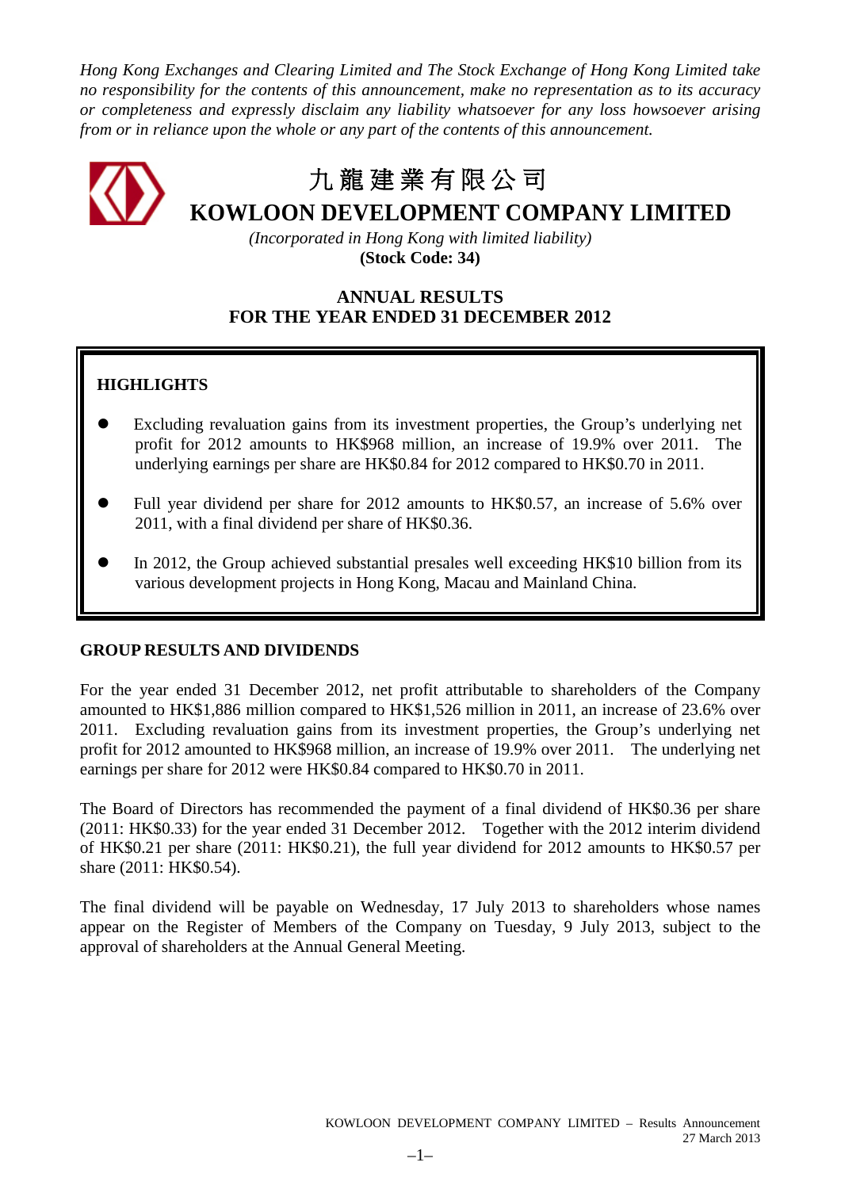*Hong Kong Exchanges and Clearing Limited and The Stock Exchange of Hong Kong Limited take no responsibility for the contents of this announcement, make no representation as to its accuracy or completeness and expressly disclaim any liability whatsoever for any loss howsoever arising from or in reliance upon the whole or any part of the contents of this announcement.*

# 九龍建業有限公司
# KOWLOON DEVELOPMENT COMPANY LIMITED

*(Incorporated in Hong Kong with limited liability)*
**(Stock Code: 34)**

## ANNUAL RESULTS
## FOR THE YEAR ENDED 31 DECEMBER 2012

**HIGHLIGHTS**

- Excluding revaluation gains from its investment properties, the Group's underlying net profit for 2012 amounts to HK$968 million, an increase of 19.9% over 2011. The underlying earnings per share are HK$0.84 for 2012 compared to HK$0.70 in 2011.
- Full year dividend per share for 2012 amounts to HK$0.57, an increase of 5.6% over 2011, with a final dividend per share of HK$0.36.
- In 2012, the Group achieved substantial presales well exceeding HK$10 billion from its various development projects in Hong Kong, Macau and Mainland China.

**GROUP RESULTS AND DIVIDENDS**

For the year ended 31 December 2012, net profit attributable to shareholders of the Company amounted to HK$1,886 million compared to HK$1,526 million in 2011, an increase of 23.6% over 2011. Excluding revaluation gains from its investment properties, the Group's underlying net profit for 2012 amounted to HK$968 million, an increase of 19.9% over 2011. The underlying net earnings per share for 2012 were HK$0.84 compared to HK$0.70 in 2011.

The Board of Directors has recommended the payment of a final dividend of HK$0.36 per share (2011: HK$0.33) for the year ended 31 December 2012. Together with the 2012 interim dividend of HK$0.21 per share (2011: HK$0.21), the full year dividend for 2012 amounts to HK$0.57 per share (2011: HK$0.54).

The final dividend will be payable on Wednesday, 17 July 2013 to shareholders whose names appear on the Register of Members of the Company on Tuesday, 9 July 2013, subject to the approval of shareholders at the Annual General Meeting.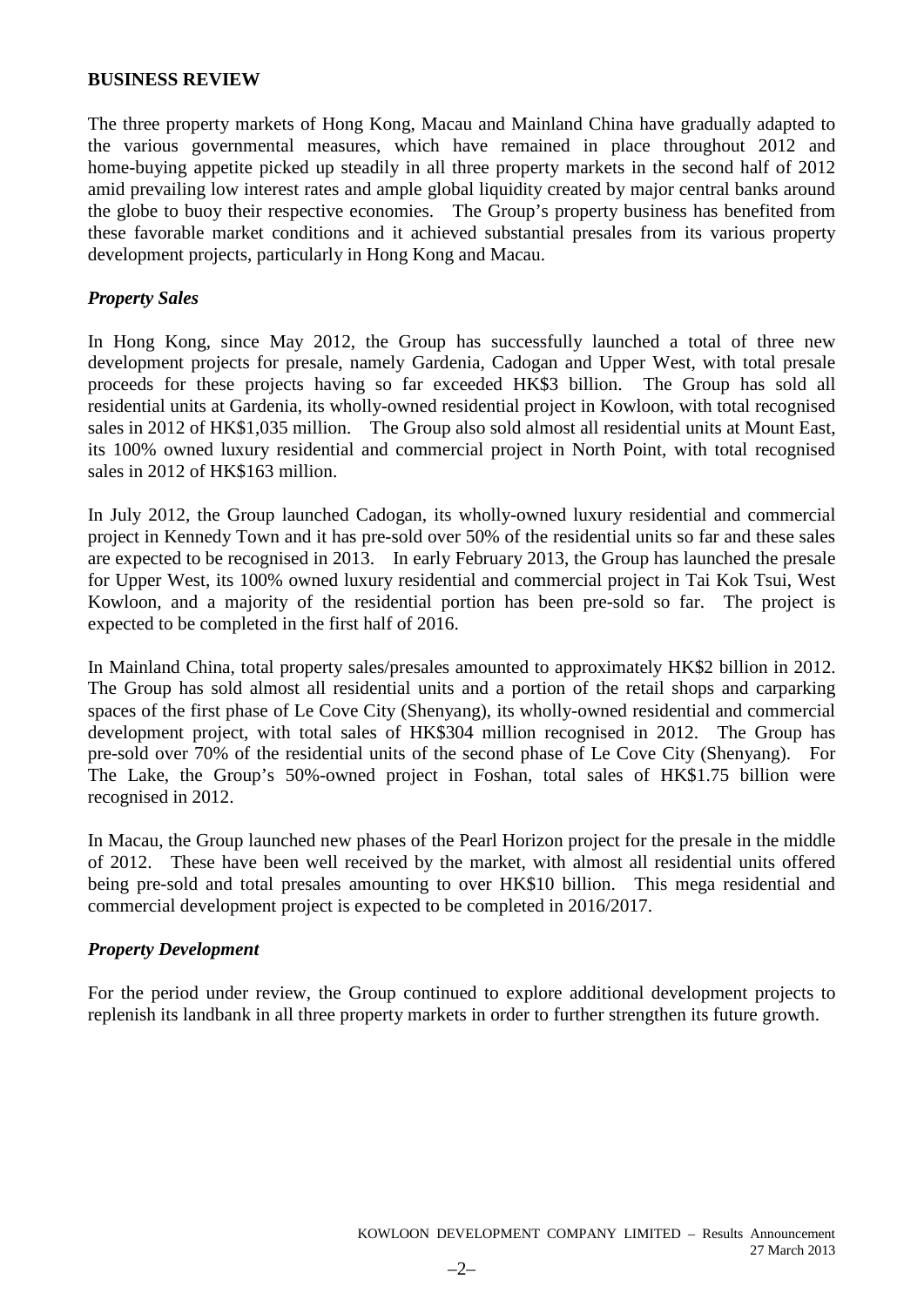## BUSINESS REVIEW

The three property markets of Hong Kong, Macau and Mainland China have gradually adapted to the various governmental measures, which have remained in place throughout 2012 and home-buying appetite picked up steadily in all three property markets in the second half of 2012 amid prevailing low interest rates and ample global liquidity created by major central banks around the globe to buoy their respective economies. The Group's property business has benefited from these favorable market conditions and it achieved substantial presales from its various property development projects, particularly in Hong Kong and Macau.

### *Property Sales*

In Hong Kong, since May 2012, the Group has successfully launched a total of three new development projects for presale, namely Gardenia, Cadogan and Upper West, with total presale proceeds for these projects having so far exceeded HK$3 billion. The Group has sold all residential units at Gardenia, its wholly-owned residential project in Kowloon, with total recognised sales in 2012 of HK$1,035 million. The Group also sold almost all residential units at Mount East, its 100% owned luxury residential and commercial project in North Point, with total recognised sales in 2012 of HK$163 million.

In July 2012, the Group launched Cadogan, its wholly-owned luxury residential and commercial project in Kennedy Town and it has pre-sold over 50% of the residential units so far and these sales are expected to be recognised in 2013. In early February 2013, the Group has launched the presale for Upper West, its 100% owned luxury residential and commercial project in Tai Kok Tsui, West Kowloon, and a majority of the residential portion has been pre-sold so far. The project is expected to be completed in the first half of 2016.

In Mainland China, total property sales/presales amounted to approximately HK$2 billion in 2012. The Group has sold almost all residential units and a portion of the retail shops and carparking spaces of the first phase of Le Cove City (Shenyang), its wholly-owned residential and commercial development project, with total sales of HK$304 million recognised in 2012. The Group has pre-sold over 70% of the residential units of the second phase of Le Cove City (Shenyang). For The Lake, the Group's 50%-owned project in Foshan, total sales of HK$1.75 billion were recognised in 2012.

In Macau, the Group launched new phases of the Pearl Horizon project for the presale in the middle of 2012. These have been well received by the market, with almost all residential units offered being pre-sold and total presales amounting to over HK$10 billion. This mega residential and commercial development project is expected to be completed in 2016/2017.

### *Property Development*

For the period under review, the Group continued to explore additional development projects to replenish its landbank in all three property markets in order to further strengthen its future growth.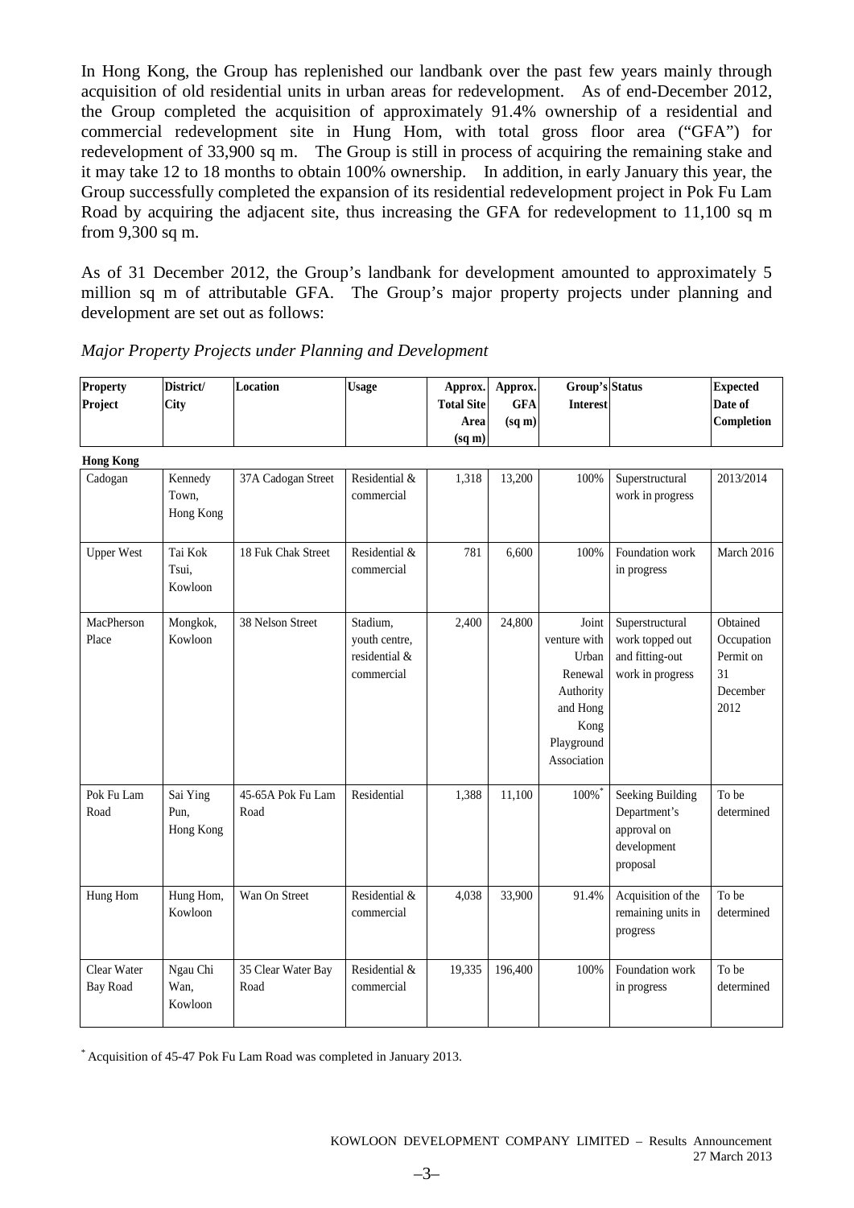In Hong Kong, the Group has replenished our landbank over the past few years mainly through acquisition of old residential units in urban areas for redevelopment. As of end-December 2012, the Group completed the acquisition of approximately 91.4% ownership of a residential and commercial redevelopment site in Hung Hom, with total gross floor area ("GFA") for redevelopment of 33,900 sq m. The Group is still in process of acquiring the remaining stake and it may take 12 to 18 months to obtain 100% ownership. In addition, in early January this year, the Group successfully completed the expansion of its residential redevelopment project in Pok Fu Lam Road by acquiring the adjacent site, thus increasing the GFA for redevelopment to 11,100 sq m from 9,300 sq m.

As of 31 December 2012, the Group's landbank for development amounted to approximately 5 million sq m of attributable GFA. The Group's major property projects under planning and development are set out as follows:

*Major Property Projects under Planning and Development*

| Property Project | District/ City | Location | Usage | Approx. Total Site Area (sq m) | Approx. GFA (sq m) | Group's Interest | Status | Expected Date of Completion |
|---|---|---|---|---|---|---|---|---|
| **Hong Kong** | | | | | | | | |
| Cadogan | Kennedy Town, Hong Kong | 37A Cadogan Street | Residential & commercial | 1,318 | 13,200 | 100% | Superstructural work in progress | 2013/2014 |
| Upper West | Tai Kok Tsui, Kowloon | 18 Fuk Chak Street | Residential & commercial | 781 | 6,600 | 100% | Foundation work in progress | March 2016 |
| MacPherson Place | Mongkok, Kowloon | 38 Nelson Street | Stadium, youth centre, residential & commercial | 2,400 | 24,800 | Joint venture with Urban Renewal Authority and Hong Kong Playground Association | Superstructural work topped out and fitting-out work in progress | Obtained Occupation Permit on 31 December 2012 |
| Pok Fu Lam Road | Sai Ying Pun, Hong Kong | 45-65A Pok Fu Lam Road | Residential | 1,388 | 11,100 | 100%* | Seeking Building Department's approval on development proposal | To be determined |
| Hung Hom | Hung Hom, Kowloon | Wan On Street | Residential & commercial | 4,038 | 33,900 | 91.4% | Acquisition of the remaining units in progress | To be determined |
| Clear Water Bay Road | Ngau Chi Wan, Kowloon | 35 Clear Water Bay Road | Residential & commercial | 19,335 | 196,400 | 100% | Foundation work in progress | To be determined |

\* Acquisition of 45-47 Pok Fu Lam Road was completed in January 2013.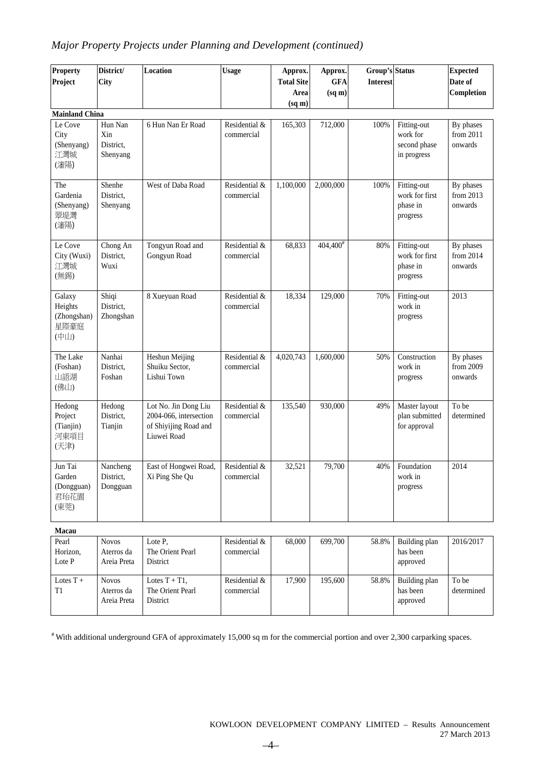*Major Property Projects under Planning and Development (continued)*

| Property Project | District/ City | Location | Usage | Approx. Total Site Area (sq m) | Approx. GFA (sq m) | Group's Interest | Status | Expected Date of Completion |
|---|---|---|---|---|---|---|---|---|
| **Mainland China** | | | | | | | | |
| Le Cove City (Shenyang) 江灣城 (瀋陽) | Hun Nan Xin District, Shenyang | 6 Hun Nan Er Road | Residential & commercial | 165,303 | 712,000 | 100% | Fitting-out work for second phase in progress | By phases from 2011 onwards |
| The Gardenia (Shenyang) 翠堤灣 (瀋陽) | Shenhe District, Shenyang | West of Daba Road | Residential & commercial | 1,100,000 | 2,000,000 | 100% | Fitting-out work for first phase in progress | By phases from 2013 onwards |
| Le Cove City (Wuxi) 江灣城 (無錫) | Chong An District, Wuxi | Tongyun Road and Gongyun Road | Residential & commercial | 68,833 | 404,400# | 80% | Fitting-out work for first phase in progress | By phases from 2014 onwards |
| Galaxy Heights (Zhongshan) 星際豪庭 (中山) | Shiqi District, Zhongshan | 8 Xueyuan Road | Residential & commercial | 18,334 | 129,000 | 70% | Fitting-out work in progress | 2013 |
| The Lake (Foshan) 山語湖 (佛山) | Nanhai District, Foshan | Heshun Meijing Shuiku Sector, Lishui Town | Residential & commercial | 4,020,743 | 1,600,000 | 50% | Construction work in progress | By phases from 2009 onwards |
| Hedong Project (Tianjin) 河東項目 (天津) | Hedong District, Tianjin | Lot No. Jin Dong Liu 2004-066, intersection of Shiyijing Road and Liuwei Road | Residential & commercial | 135,540 | 930,000 | 49% | Master layout plan submitted for approval | To be determined |
| Jun Tai Garden (Dongguan) 君珆花園 (東莞) | Nancheng District, Dongguan | East of Hongwei Road, Xi Ping She Qu | Residential & commercial | 32,521 | 79,700 | 40% | Foundation work in progress | 2014 |
| **Macau** | | | | | | | | |
| Pearl Horizon, Lote P | Novos Aterros da Areia Preta | Lote P, The Orient Pearl District | Residential & commercial | 68,000 | 699,700 | 58.8% | Building plan has been approved | 2016/2017 |
| Lotes T + T1 | Novos Aterros da Areia Preta | Lotes T + T1, The Orient Pearl District | Residential & commercial | 17,900 | 195,600 | 58.8% | Building plan has been approved | To be determined |

# With additional underground GFA of approximately 15,000 sq m for the commercial portion and over 2,300 carparking spaces.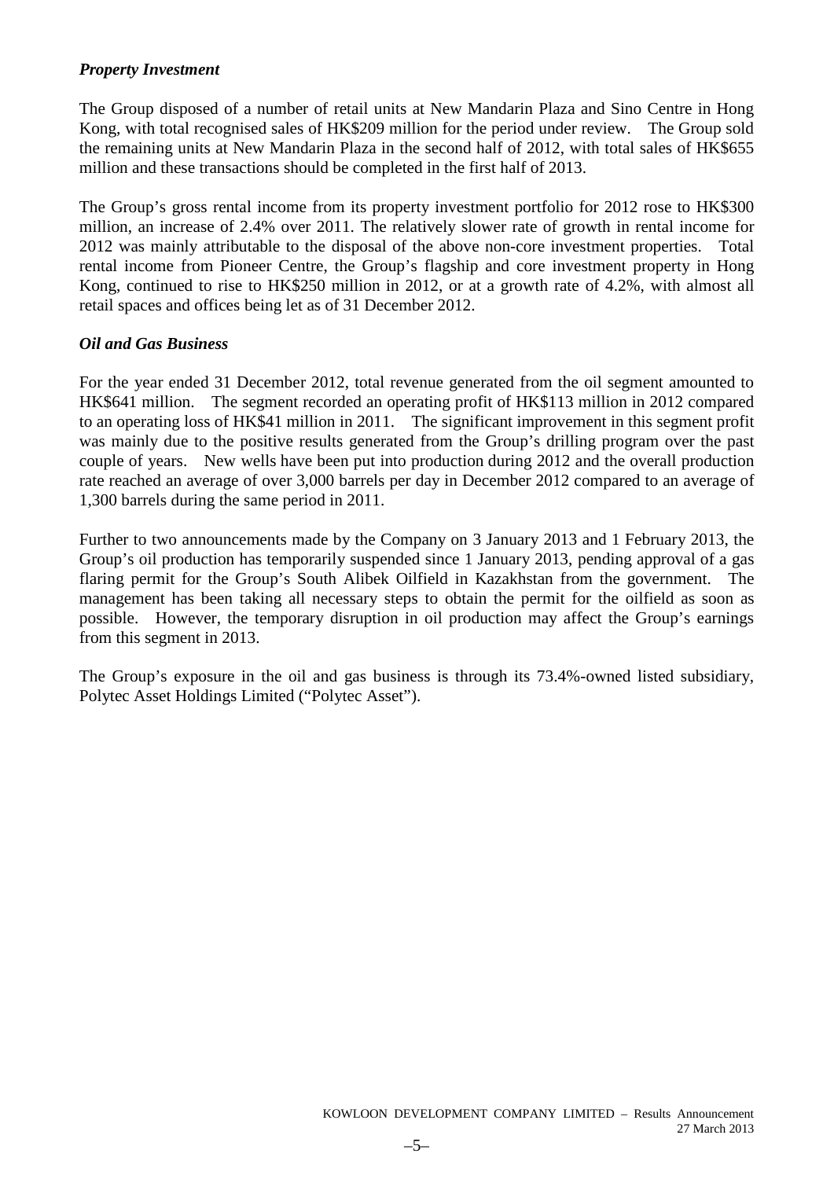### *Property Investment*

The Group disposed of a number of retail units at New Mandarin Plaza and Sino Centre in Hong Kong, with total recognised sales of HK$209 million for the period under review. The Group sold the remaining units at New Mandarin Plaza in the second half of 2012, with total sales of HK$655 million and these transactions should be completed in the first half of 2013.

The Group's gross rental income from its property investment portfolio for 2012 rose to HK$300 million, an increase of 2.4% over 2011. The relatively slower rate of growth in rental income for 2012 was mainly attributable to the disposal of the above non-core investment properties. Total rental income from Pioneer Centre, the Group's flagship and core investment property in Hong Kong, continued to rise to HK$250 million in 2012, or at a growth rate of 4.2%, with almost all retail spaces and offices being let as of 31 December 2012.

### *Oil and Gas Business*

For the year ended 31 December 2012, total revenue generated from the oil segment amounted to HK$641 million. The segment recorded an operating profit of HK$113 million in 2012 compared to an operating loss of HK$41 million in 2011. The significant improvement in this segment profit was mainly due to the positive results generated from the Group's drilling program over the past couple of years. New wells have been put into production during 2012 and the overall production rate reached an average of over 3,000 barrels per day in December 2012 compared to an average of 1,300 barrels during the same period in 2011.

Further to two announcements made by the Company on 3 January 2013 and 1 February 2013, the Group's oil production has temporarily suspended since 1 January 2013, pending approval of a gas flaring permit for the Group's South Alibek Oilfield in Kazakhstan from the government. The management has been taking all necessary steps to obtain the permit for the oilfield as soon as possible. However, the temporary disruption in oil production may affect the Group's earnings from this segment in 2013.

The Group's exposure in the oil and gas business is through its 73.4%-owned listed subsidiary, Polytec Asset Holdings Limited ("Polytec Asset").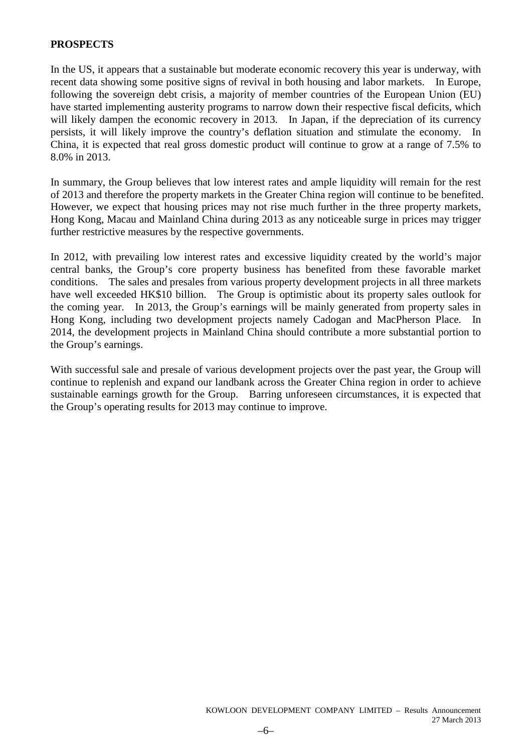**PROSPECTS**

In the US, it appears that a sustainable but moderate economic recovery this year is underway, with recent data showing some positive signs of revival in both housing and labor markets. In Europe, following the sovereign debt crisis, a majority of member countries of the European Union (EU) have started implementing austerity programs to narrow down their respective fiscal deficits, which will likely dampen the economic recovery in 2013. In Japan, if the depreciation of its currency persists, it will likely improve the country's deflation situation and stimulate the economy. In China, it is expected that real gross domestic product will continue to grow at a range of 7.5% to 8.0% in 2013.

In summary, the Group believes that low interest rates and ample liquidity will remain for the rest of 2013 and therefore the property markets in the Greater China region will continue to be benefited. However, we expect that housing prices may not rise much further in the three property markets, Hong Kong, Macau and Mainland China during 2013 as any noticeable surge in prices may trigger further restrictive measures by the respective governments.

In 2012, with prevailing low interest rates and excessive liquidity created by the world's major central banks, the Group's core property business has benefited from these favorable market conditions. The sales and presales from various property development projects in all three markets have well exceeded HK$10 billion. The Group is optimistic about its property sales outlook for the coming year. In 2013, the Group's earnings will be mainly generated from property sales in Hong Kong, including two development projects namely Cadogan and MacPherson Place. In 2014, the development projects in Mainland China should contribute a more substantial portion to the Group's earnings.

With successful sale and presale of various development projects over the past year, the Group will continue to replenish and expand our landbank across the Greater China region in order to achieve sustainable earnings growth for the Group. Barring unforeseen circumstances, it is expected that the Group's operating results for 2013 may continue to improve.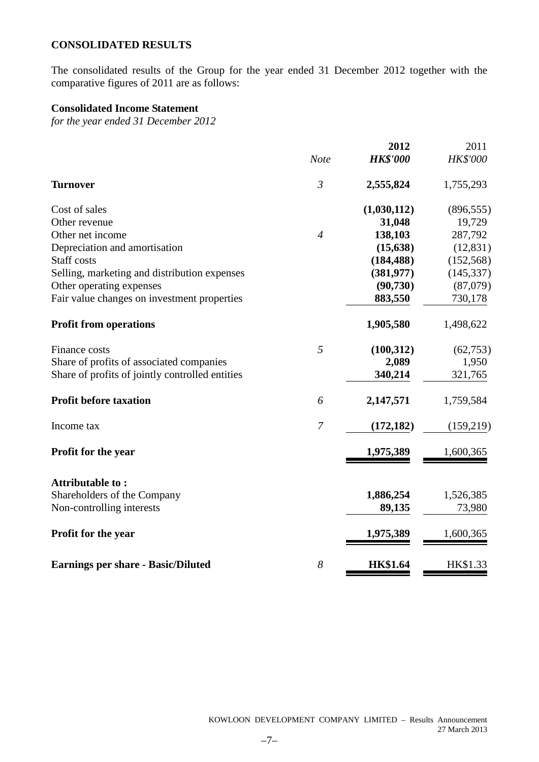## CONSOLIDATED RESULTS

The consolidated results of the Group for the year ended 31 December 2012 together with the comparative figures of 2011 are as follows:

**Consolidated Income Statement**
*for the year ended 31 December 2012*

| | *Note* | **2012** ***HK$'000*** | 2011 *HK$'000* |
|---|---|---|---|
| **Turnover** | *3* | **2,555,824** | 1,755,293 |
| Cost of sales | | **(1,030,112)** | (896,555) |
| Other revenue | | **31,048** | 19,729 |
| Other net income | *4* | **138,103** | 287,792 |
| Depreciation and amortisation | | **(15,638)** | (12,831) |
| Staff costs | | **(184,488)** | (152,568) |
| Selling, marketing and distribution expenses | | **(381,977)** | (145,337) |
| Other operating expenses | | **(90,730)** | (87,079) |
| Fair value changes on investment properties | | **883,550** | 730,178 |
| **Profit from operations** | | **1,905,580** | 1,498,622 |
| Finance costs | *5* | **(100,312)** | (62,753) |
| Share of profits of associated companies | | **2,089** | 1,950 |
| Share of profits of jointly controlled entities | | **340,214** | 321,765 |
| **Profit before taxation** | *6* | **2,147,571** | 1,759,584 |
| Income tax | *7* | **(172,182)** | (159,219) |
| **Profit for the year** | | **1,975,389** | 1,600,365 |
| **Attributable to :** | | | |
| Shareholders of the Company | | **1,886,254** | 1,526,385 |
| Non-controlling interests | | **89,135** | 73,980 |
| **Profit for the year** | | **1,975,389** | 1,600,365 |
| **Earnings per share - Basic/Diluted** | *8* | **HK$1.64** | HK$1.33 |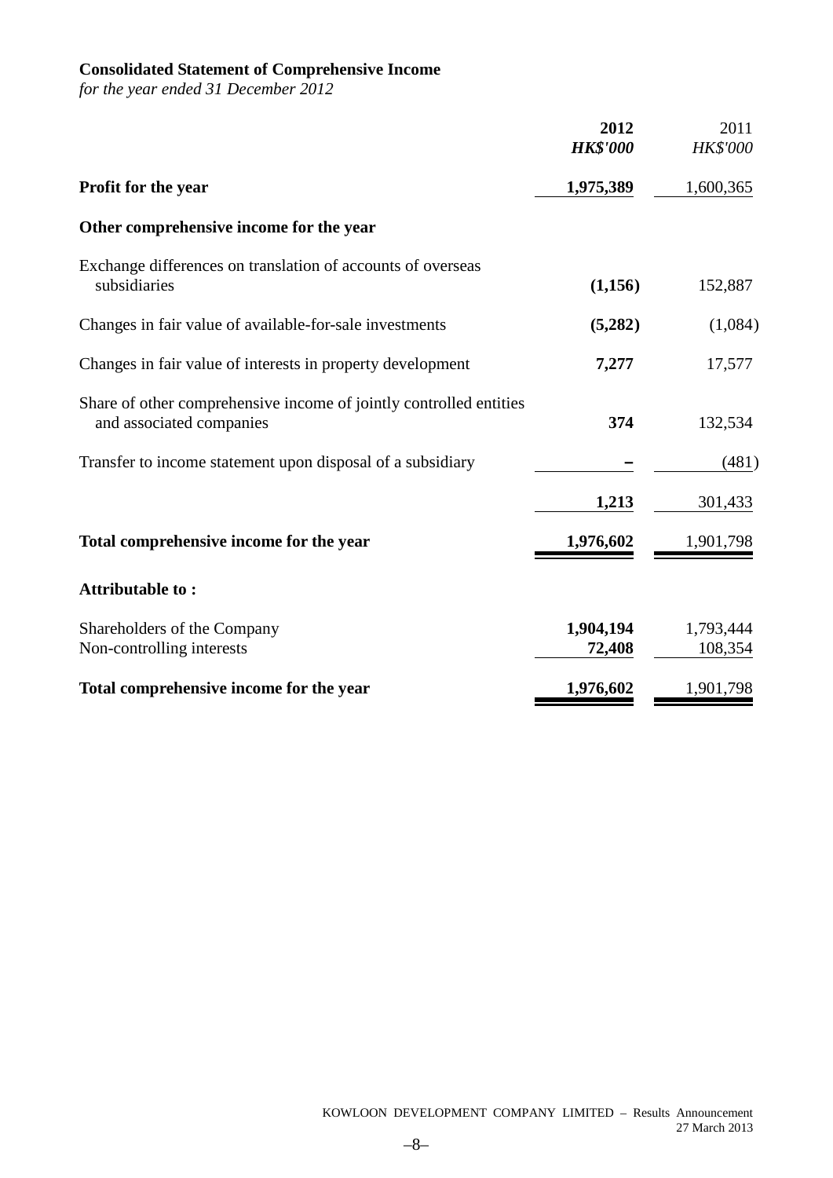**Consolidated Statement of Comprehensive Income**

*for the year ended 31 December 2012*

| | **2012** *HK$'000* | 2011 *HK$'000* |
|---|---|---|
| **Profit for the year** | **1,975,389** | 1,600,365 |
| **Other comprehensive income for the year** | | |
| Exchange differences on translation of accounts of overseas subsidiaries | **(1,156)** | 152,887 |
| Changes in fair value of available-for-sale investments | **(5,282)** | (1,084) |
| Changes in fair value of interests in property development | **7,277** | 17,577 |
| Share of other comprehensive income of jointly controlled entities and associated companies | **374** | 132,534 |
| Transfer to income statement upon disposal of a subsidiary | **–** | (481) |
| | **1,213** | 301,433 |
| **Total comprehensive income for the year** | **1,976,602** | 1,901,798 |
| **Attributable to :** | | |
| Shareholders of the Company | **1,904,194** | 1,793,444 |
| Non-controlling interests | **72,408** | 108,354 |
| **Total comprehensive income for the year** | **1,976,602** | 1,901,798 |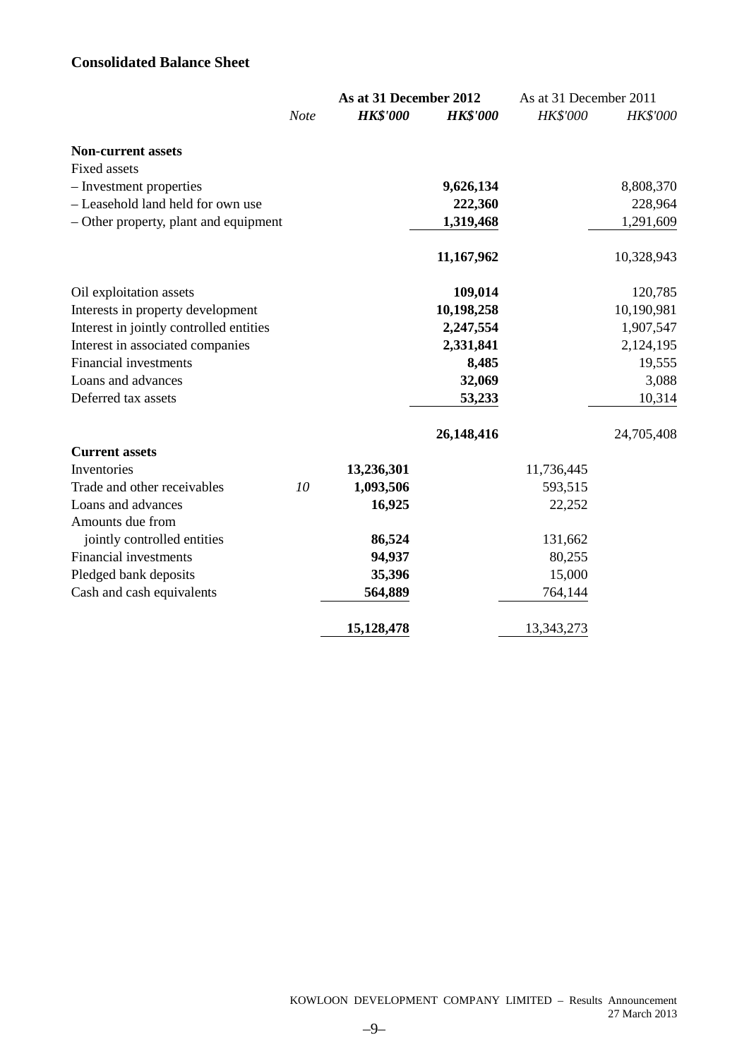## Consolidated Balance Sheet

| | Note | As at 31 December 2012 | | As at 31 December 2011 | |
|---|---|---|---|---|---|
| | | **HK$'000** | **HK$'000** | HK$'000 | HK$'000 |
| **Non-current assets** | | | | | |
| Fixed assets | | | | | |
| – Investment properties | | | **9,626,134** | | 8,808,370 |
| – Leasehold land held for own use | | | **222,360** | | 228,964 |
| – Other property, plant and equipment | | | **1,319,468** | | 1,291,609 |
| | | | **11,167,962** | | 10,328,943 |
| Oil exploitation assets | | | **109,014** | | 120,785 |
| Interests in property development | | | **10,198,258** | | 10,190,981 |
| Interest in jointly controlled entities | | | **2,247,554** | | 1,907,547 |
| Interest in associated companies | | | **2,331,841** | | 2,124,195 |
| Financial investments | | | **8,485** | | 19,555 |
| Loans and advances | | | **32,069** | | 3,088 |
| Deferred tax assets | | | **53,233** | | 10,314 |
| | | | **26,148,416** | | 24,705,408 |
| **Current assets** | | | | | |
| Inventories | | **13,236,301** | | 11,736,445 | |
| Trade and other receivables | *10* | **1,093,506** | | 593,515 | |
| Loans and advances | | **16,925** | | 22,252 | |
| Amounts due from jointly controlled entities | | **86,524** | | 131,662 | |
| Financial investments | | **94,937** | | 80,255 | |
| Pledged bank deposits | | **35,396** | | 15,000 | |
| Cash and cash equivalents | | **564,889** | | 764,144 | |
| | | **15,128,478** | | 13,343,273 | |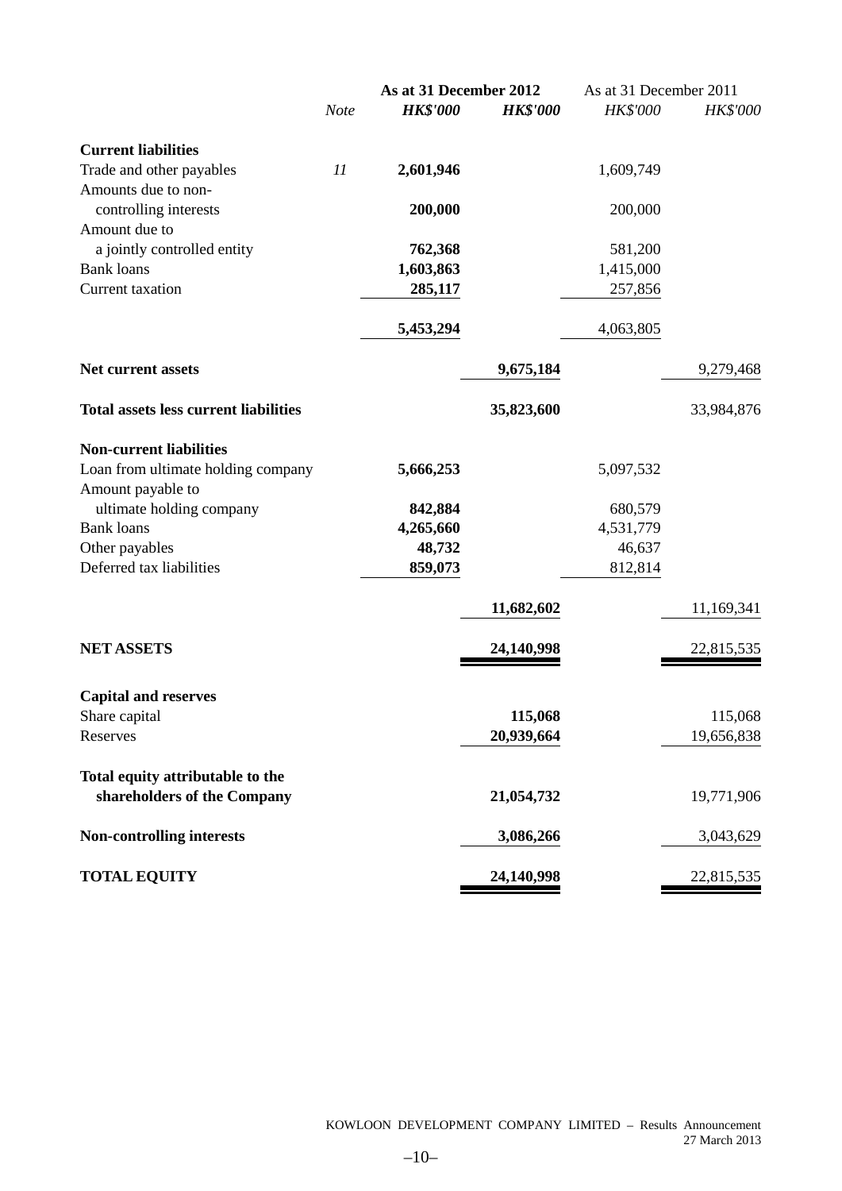| | Note | As at 31 December 2012 | | As at 31 December 2011 | |
|---|---|---|---|---|---|
| | | ***HK$'000*** | ***HK$'000*** | *HK$'000* | *HK$'000* |
| **Current liabilities** | | | | | |
| Trade and other payables | *11* | **2,601,946** | | 1,609,749 | |
| Amounts due to non-controlling interests | | **200,000** | | 200,000 | |
| Amount due to a jointly controlled entity | | **762,368** | | 581,200 | |
| Bank loans | | **1,603,863** | | 1,415,000 | |
| Current taxation | | **285,117** | | 257,856 | |
| | | **5,453,294** | | 4,063,805 | |
| **Net current assets** | | | **9,675,184** | | 9,279,468 |
| **Total assets less current liabilities** | | | **35,823,600** | | 33,984,876 |
| **Non-current liabilities** | | | | | |
| Loan from ultimate holding company | | **5,666,253** | | 5,097,532 | |
| Amount payable to ultimate holding company | | **842,884** | | 680,579 | |
| Bank loans | | **4,265,660** | | 4,531,779 | |
| Other payables | | **48,732** | | 46,637 | |
| Deferred tax liabilities | | **859,073** | | 812,814 | |
| | | | **11,682,602** | | 11,169,341 |
| **NET ASSETS** | | | **24,140,998** | | 22,815,535 |
| **Capital and reserves** | | | | | |
| Share capital | | | **115,068** | | 115,068 |
| Reserves | | | **20,939,664** | | 19,656,838 |
| **Total equity attributable to the shareholders of the Company** | | | **21,054,732** | | 19,771,906 |
| **Non-controlling interests** | | | **3,086,266** | | 3,043,629 |
| **TOTAL EQUITY** | | | **24,140,998** | | 22,815,535 |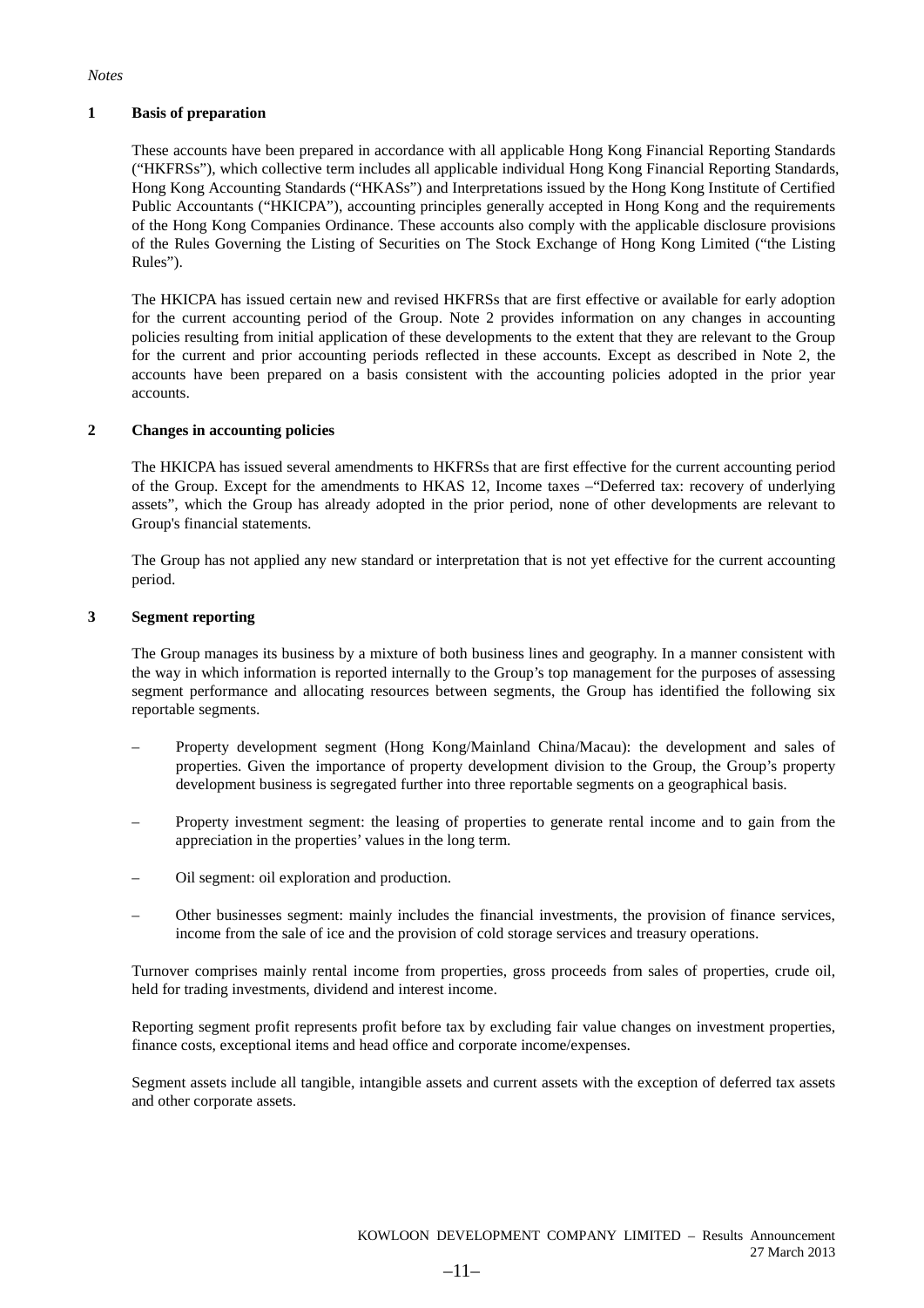*Notes*

## 1 Basis of preparation

These accounts have been prepared in accordance with all applicable Hong Kong Financial Reporting Standards ("HKFRSs"), which collective term includes all applicable individual Hong Kong Financial Reporting Standards, Hong Kong Accounting Standards ("HKASs") and Interpretations issued by the Hong Kong Institute of Certified Public Accountants ("HKICPA"), accounting principles generally accepted in Hong Kong and the requirements of the Hong Kong Companies Ordinance. These accounts also comply with the applicable disclosure provisions of the Rules Governing the Listing of Securities on The Stock Exchange of Hong Kong Limited ("the Listing Rules").

The HKICPA has issued certain new and revised HKFRSs that are first effective or available for early adoption for the current accounting period of the Group. Note 2 provides information on any changes in accounting policies resulting from initial application of these developments to the extent that they are relevant to the Group for the current and prior accounting periods reflected in these accounts. Except as described in Note 2, the accounts have been prepared on a basis consistent with the accounting policies adopted in the prior year accounts.

## 2 Changes in accounting policies

The HKICPA has issued several amendments to HKFRSs that are first effective for the current accounting period of the Group. Except for the amendments to HKAS 12, Income taxes –"Deferred tax: recovery of underlying assets", which the Group has already adopted in the prior period, none of other developments are relevant to Group's financial statements.

The Group has not applied any new standard or interpretation that is not yet effective for the current accounting period.

## 3 Segment reporting

The Group manages its business by a mixture of both business lines and geography. In a manner consistent with the way in which information is reported internally to the Group's top management for the purposes of assessing segment performance and allocating resources between segments, the Group has identified the following six reportable segments.

- Property development segment (Hong Kong/Mainland China/Macau): the development and sales of properties. Given the importance of property development division to the Group, the Group's property development business is segregated further into three reportable segments on a geographical basis.
- Property investment segment: the leasing of properties to generate rental income and to gain from the appreciation in the properties' values in the long term.
- Oil segment: oil exploration and production.
- Other businesses segment: mainly includes the financial investments, the provision of finance services, income from the sale of ice and the provision of cold storage services and treasury operations.

Turnover comprises mainly rental income from properties, gross proceeds from sales of properties, crude oil, held for trading investments, dividend and interest income.

Reporting segment profit represents profit before tax by excluding fair value changes on investment properties, finance costs, exceptional items and head office and corporate income/expenses.

Segment assets include all tangible, intangible assets and current assets with the exception of deferred tax assets and other corporate assets.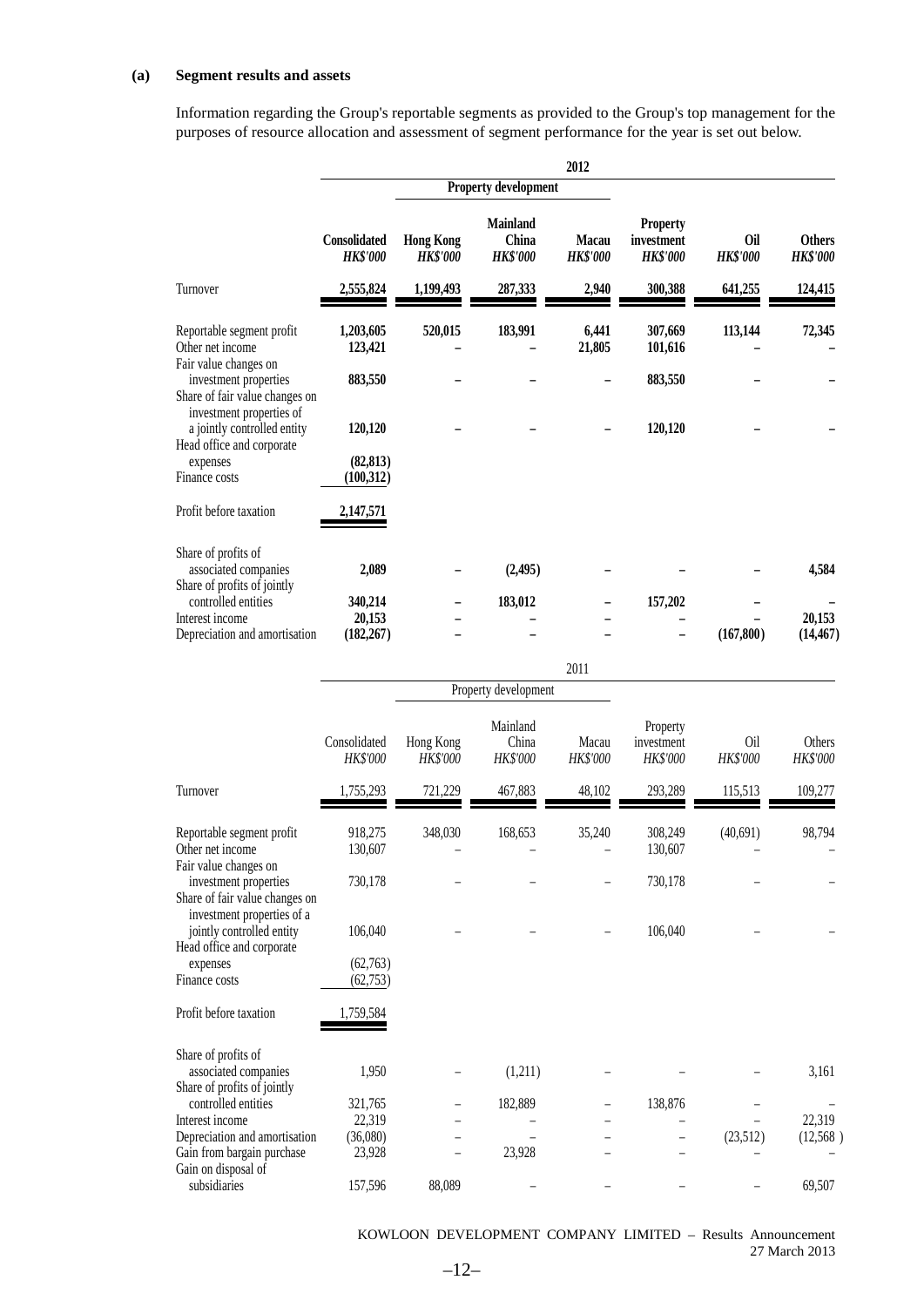**(a) Segment results and assets**

Information regarding the Group's reportable segments as provided to the Group's top management for the purposes of resource allocation and assessment of segment performance for the year is set out below.

| | 2012 | | | | | | |
|---|---|---|---|---|---|---|---|
| | | Property development | | | | | |
| | **Consolidated** *HK$'000* | **Hong Kong** *HK$'000* | **Mainland China** *HK$'000* | **Macau** *HK$'000* | **Property investment** *HK$'000* | **Oil** *HK$'000* | **Others** *HK$'000* |
| Turnover | **2,555,824** | **1,199,493** | **287,333** | **2,940** | **300,388** | **641,255** | **124,415** |
| Reportable segment profit | **1,203,605** | **520,015** | **183,991** | **6,441** | **307,669** | **113,144** | **72,345** |
| Other net income | **123,421** | **–** | **–** | **21,805** | **101,616** | **–** | **–** |
| Fair value changes on investment properties | **883,550** | **–** | **–** | **–** | **883,550** | **–** | **–** |
| Share of fair value changes on investment properties of a jointly controlled entity | **120,120** | **–** | **–** | **–** | **120,120** | **–** | **–** |
| Head office and corporate expenses | **(82,813)** | | | | | | |
| Finance costs | **(100,312)** | | | | | | |
| Profit before taxation | **2,147,571** | | | | | | |
| Share of profits of associated companies | **2,089** | **–** | **(2,495)** | **–** | **–** | **–** | **4,584** |
| Share of profits of jointly controlled entities | **340,214** | **–** | **183,012** | **–** | **157,202** | **–** | **–** |
| Interest income | **20,153** | **–** | **–** | **–** | **–** | **–** | **20,153** |
| Depreciation and amortisation | **(182,267)** | **–** | **–** | **–** | **–** | **(167,800)** | **(14,467)** |

| | 2011 | | | | | | |
|---|---|---|---|---|---|---|---|
| | | Property development | | | | | |
| | Consolidated *HK$'000* | Hong Kong *HK$'000* | Mainland China *HK$'000* | Macau *HK$'000* | Property investment *HK$'000* | Oil *HK$'000* | Others *HK$'000* |
| Turnover | 1,755,293 | 721,229 | 467,883 | 48,102 | 293,289 | 115,513 | 109,277 |
| Reportable segment profit | 918,275 | 348,030 | 168,653 | 35,240 | 308,249 | (40,691) | 98,794 |
| Other net income | 130,607 | – | – | – | 130,607 | – | – |
| Fair value changes on investment properties | 730,178 | – | – | – | 730,178 | – | – |
| Share of fair value changes on investment properties of a jointly controlled entity | 106,040 | – | – | – | 106,040 | – | – |
| Head office and corporate expenses | (62,763) | | | | | | |
| Finance costs | (62,753) | | | | | | |
| Profit before taxation | 1,759,584 | | | | | | |
| Share of profits of associated companies | 1,950 | – | (1,211) | – | – | – | 3,161 |
| Share of profits of jointly controlled entities | 321,765 | – | 182,889 | – | 138,876 | – | – |
| Interest income | 22,319 | – | – | – | – | – | 22,319 |
| Depreciation and amortisation | (36,080) | – | – | – | – | (23,512) | (12,568) |
| Gain from bargain purchase | 23,928 | – | 23,928 | – | – | – | – |
| Gain on disposal of subsidiaries | 157,596 | 88,089 | – | – | – | – | 69,507 |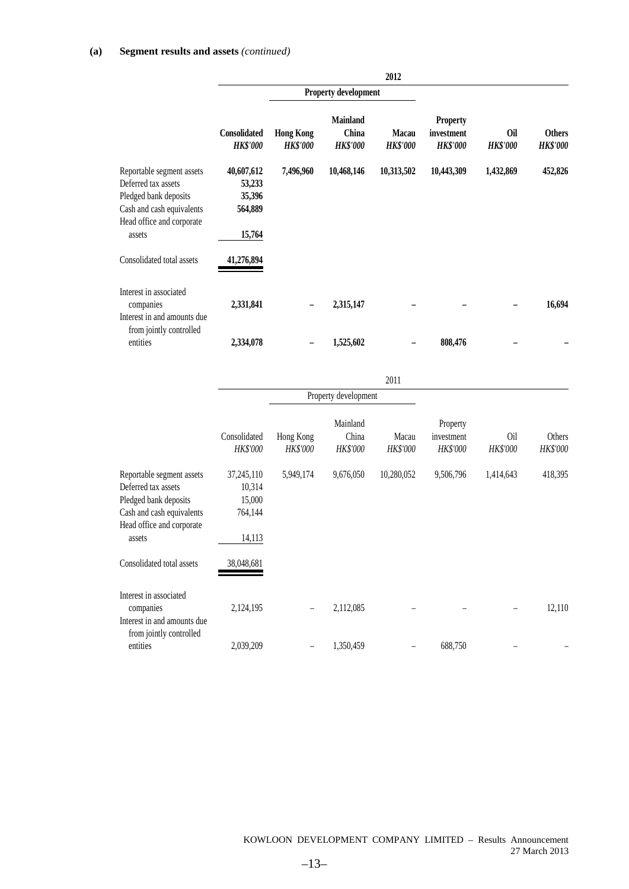**(a) Segment results and assets** *(continued)*

| | 2012 | | | | | | |
|---|---|---|---|---|---|---|---|
| | | Property development | | | | | |
| | **Consolidated** *HK$'000* | **Hong Kong** *HK$'000* | **Mainland China** *HK$'000* | **Macau** *HK$'000* | **Property investment** *HK$'000* | **Oil** *HK$'000* | **Others** *HK$'000* |
| Reportable segment assets | **40,607,612** | **7,496,960** | **10,468,146** | **10,313,502** | **10,443,309** | **1,432,869** | **452,826** |
| Deferred tax assets | **53,233** | | | | | | |
| Pledged bank deposits | **35,396** | | | | | | |
| Cash and cash equivalents | **564,889** | | | | | | |
| Head office and corporate assets | **15,764** | | | | | | |
| Consolidated total assets | **41,276,894** | | | | | | |
| Interest in associated companies | **2,331,841** | **–** | **2,315,147** | **–** | **–** | **–** | **16,694** |
| Interest in and amounts due from jointly controlled entities | **2,334,078** | **–** | **1,525,602** | **–** | **808,476** | **–** | **–** |

| | 2011 | | | | | | |
|---|---|---|---|---|---|---|---|
| | | Property development | | | | | |
| | Consolidated *HK$'000* | Hong Kong *HK$'000* | Mainland China *HK$'000* | Macau *HK$'000* | Property investment *HK$'000* | Oil *HK$'000* | Others *HK$'000* |
| Reportable segment assets | 37,245,110 | 5,949,174 | 9,676,050 | 10,280,052 | 9,506,796 | 1,414,643 | 418,395 |
| Deferred tax assets | 10,314 | | | | | | |
| Pledged bank deposits | 15,000 | | | | | | |
| Cash and cash equivalents | 764,144 | | | | | | |
| Head office and corporate assets | 14,113 | | | | | | |
| Consolidated total assets | 38,048,681 | | | | | | |
| Interest in associated companies | 2,124,195 | – | 2,112,085 | – | – | – | 12,110 |
| Interest in and amounts due from jointly controlled entities | 2,039,209 | – | 1,350,459 | – | 688,750 | – | – |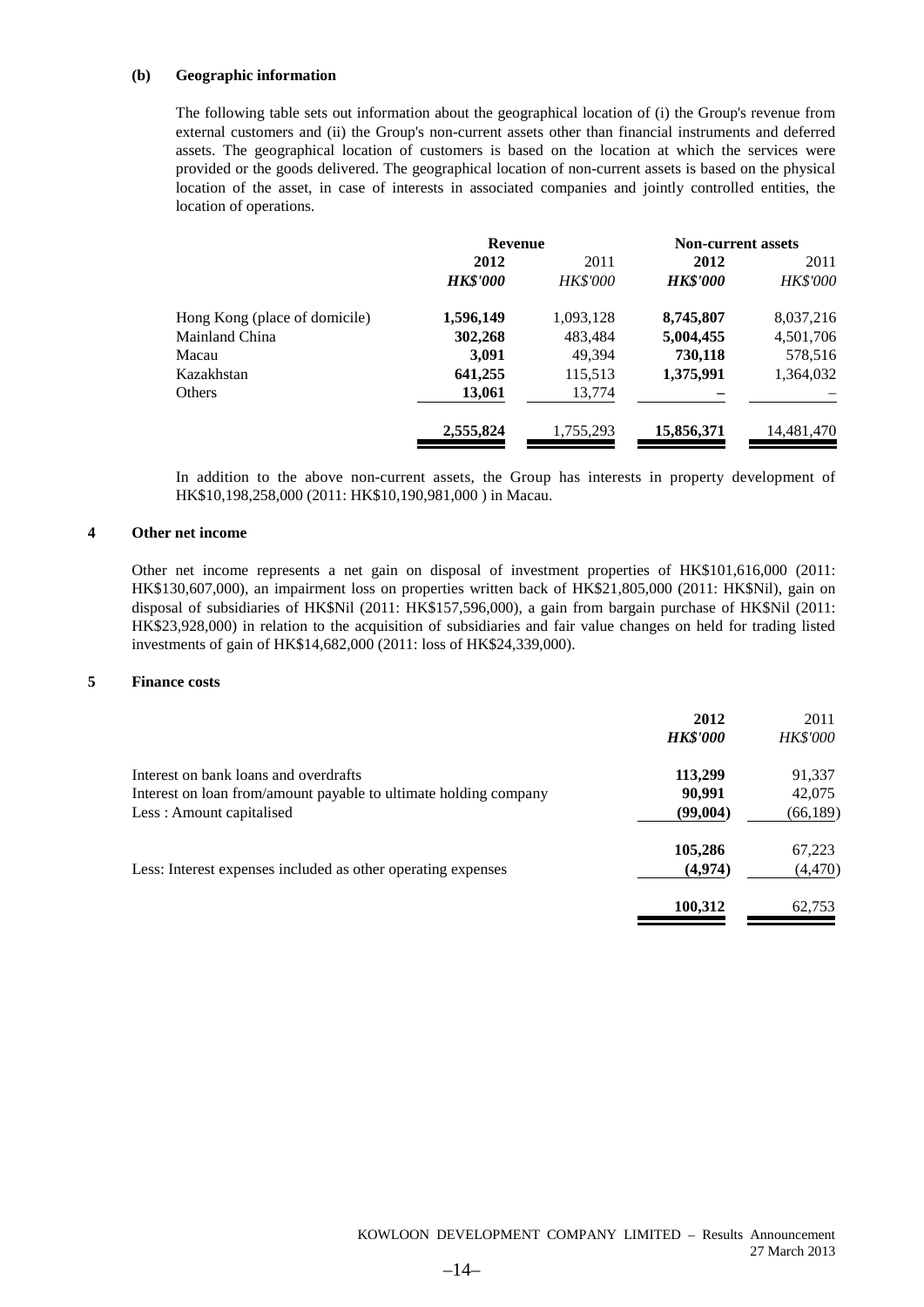**(b) Geographic information**

The following table sets out information about the geographical location of (i) the Group's revenue from external customers and (ii) the Group's non-current assets other than financial instruments and deferred assets. The geographical location of customers is based on the location at which the services were provided or the goods delivered. The geographical location of non-current assets is based on the physical location of the asset, in case of interests in associated companies and jointly controlled entities, the location of operations.

| | **Revenue** | | **Non-current assets** | |
|---|---|---|---|---|
| | **2012** | 2011 | **2012** | 2011 |
| | ***HK$'000*** | *HK$'000* | ***HK$'000*** | *HK$'000* |
| Hong Kong (place of domicile) | **1,596,149** | 1,093,128 | **8,745,807** | 8,037,216 |
| Mainland China | **302,268** | 483,484 | **5,004,455** | 4,501,706 |
| Macau | **3,091** | 49,394 | **730,118** | 578,516 |
| Kazakhstan | **641,255** | 115,513 | **1,375,991** | 1,364,032 |
| Others | **13,061** | 13,774 | **–** | – |
| | **2,555,824** | 1,755,293 | **15,856,371** | 14,481,470 |

In addition to the above non-current assets, the Group has interests in property development of HK$10,198,258,000 (2011: HK$10,190,981,000 ) in Macau.

## 4 Other net income

Other net income represents a net gain on disposal of investment properties of HK$101,616,000 (2011: HK$130,607,000), an impairment loss on properties written back of HK$21,805,000 (2011: HK$Nil), gain on disposal of subsidiaries of HK$Nil (2011: HK$157,596,000), a gain from bargain purchase of HK$Nil (2011: HK$23,928,000) in relation to the acquisition of subsidiaries and fair value changes on held for trading listed investments of gain of HK$14,682,000 (2011: loss of HK$24,339,000).

## 5 Finance costs

| | **2012** | 2011 |
|---|---|---|
| | ***HK$'000*** | *HK$'000* |
| Interest on bank loans and overdrafts | **113,299** | 91,337 |
| Interest on loan from/amount payable to ultimate holding company | **90,991** | 42,075 |
| Less : Amount capitalised | **(99,004)** | (66,189) |
| | **105,286** | 67,223 |
| Less: Interest expenses included as other operating expenses | **(4,974)** | (4,470) |
| | **100,312** | 62,753 |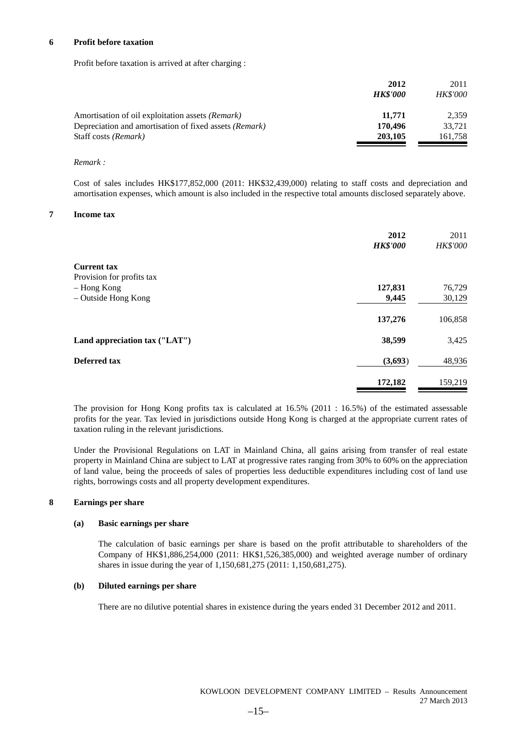## 6 Profit before taxation

Profit before taxation is arrived at after charging :

| | **2012** | 2011 |
|---|---|---|
| | ***HK$'000*** | *HK$'000* |
| Amortisation of oil exploitation assets *(Remark)* | **11,771** | 2,359 |
| Depreciation and amortisation of fixed assets *(Remark)* | **170,496** | 33,721 |
| Staff costs *(Remark)* | **203,105** | 161,758 |

*Remark :*

Cost of sales includes HK$177,852,000 (2011: HK$32,439,000) relating to staff costs and depreciation and amortisation expenses, which amount is also included in the respective total amounts disclosed separately above.

## 7 Income tax

| | **2012** | 2011 |
|---|---|---|
| | ***HK$'000*** | *HK$'000* |
| **Current tax** | | |
| Provision for profits tax | | |
| – Hong Kong | **127,831** | 76,729 |
| – Outside Hong Kong | **9,445** | 30,129 |
| | **137,276** | 106,858 |
| **Land appreciation tax ("LAT")** | **38,599** | 3,425 |
| **Deferred tax** | **(3,693)** | 48,936 |
| | **172,182** | 159,219 |

The provision for Hong Kong profits tax is calculated at 16.5% (2011 : 16.5%) of the estimated assessable profits for the year. Tax levied in jurisdictions outside Hong Kong is charged at the appropriate current rates of taxation ruling in the relevant jurisdictions.

Under the Provisional Regulations on LAT in Mainland China, all gains arising from transfer of real estate property in Mainland China are subject to LAT at progressive rates ranging from 30% to 60% on the appreciation of land value, being the proceeds of sales of properties less deductible expenditures including cost of land use rights, borrowings costs and all property development expenditures.

## 8 Earnings per share

### (a) Basic earnings per share

The calculation of basic earnings per share is based on the profit attributable to shareholders of the Company of HK$1,886,254,000 (2011: HK$1,526,385,000) and weighted average number of ordinary shares in issue during the year of 1,150,681,275 (2011: 1,150,681,275).

### (b) Diluted earnings per share

There are no dilutive potential shares in existence during the years ended 31 December 2012 and 2011.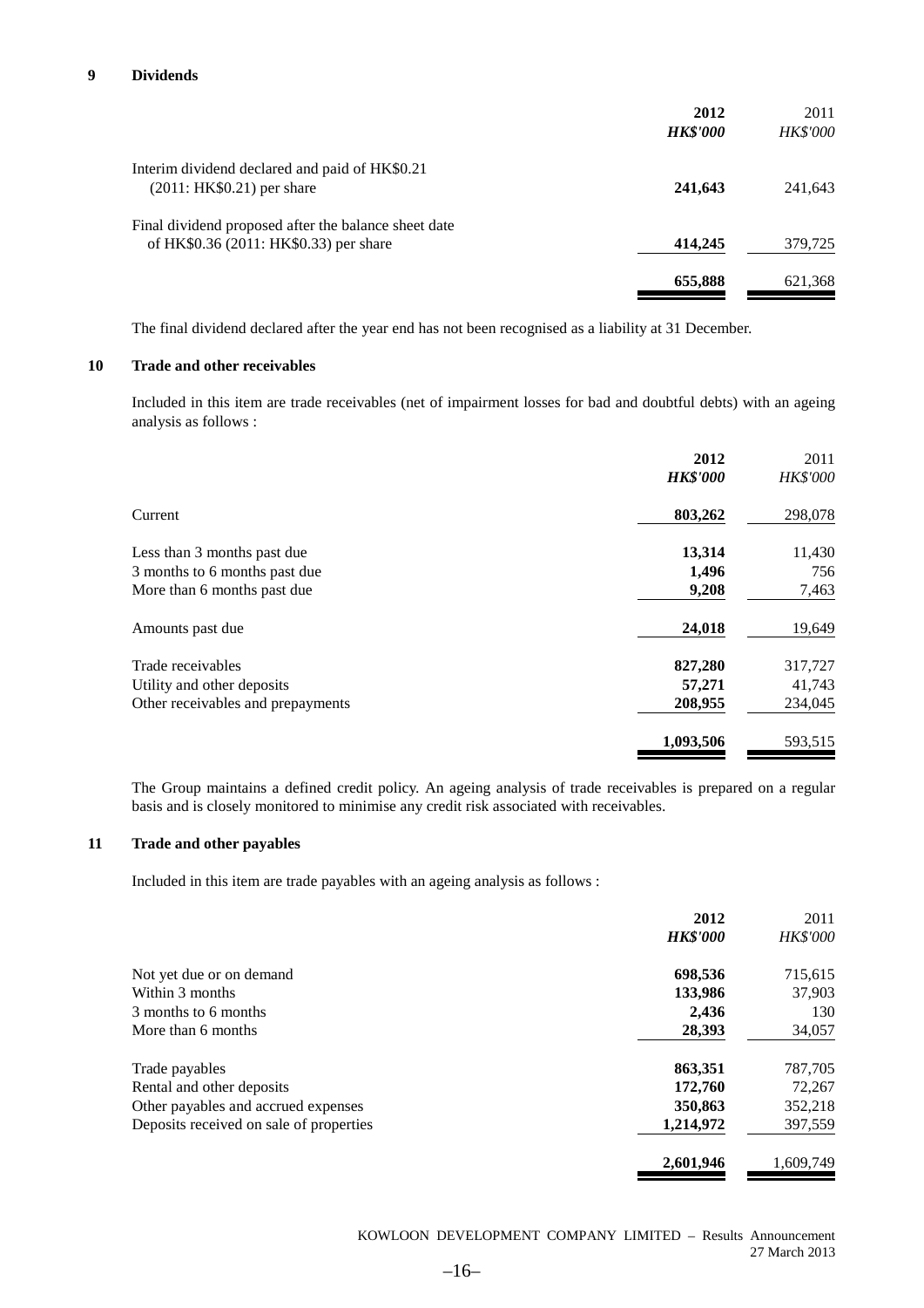## 9 Dividends

| | **2012** | 2011 |
|---|---|---|
| | ***HK$'000*** | *HK$'000* |
| Interim dividend declared and paid of HK$0.21 (2011: HK$0.21) per share | **241,643** | 241,643 |
| Final dividend proposed after the balance sheet date of HK$0.36 (2011: HK$0.33) per share | **414,245** | 379,725 |
| | **655,888** | 621,368 |

The final dividend declared after the year end has not been recognised as a liability at 31 December.

## 10 Trade and other receivables

Included in this item are trade receivables (net of impairment losses for bad and doubtful debts) with an ageing analysis as follows :

| | **2012** | 2011 |
|---|---|---|
| | ***HK$'000*** | *HK$'000* |
| Current | **803,262** | 298,078 |
| Less than 3 months past due | **13,314** | 11,430 |
| 3 months to 6 months past due | **1,496** | 756 |
| More than 6 months past due | **9,208** | 7,463 |
| Amounts past due | **24,018** | 19,649 |
| Trade receivables | **827,280** | 317,727 |
| Utility and other deposits | **57,271** | 41,743 |
| Other receivables and prepayments | **208,955** | 234,045 |
| | **1,093,506** | 593,515 |

The Group maintains a defined credit policy. An ageing analysis of trade receivables is prepared on a regular basis and is closely monitored to minimise any credit risk associated with receivables.

## 11 Trade and other payables

Included in this item are trade payables with an ageing analysis as follows :

| | **2012** | 2011 |
|---|---|---|
| | ***HK$'000*** | *HK$'000* |
| Not yet due or on demand | **698,536** | 715,615 |
| Within 3 months | **133,986** | 37,903 |
| 3 months to 6 months | **2,436** | 130 |
| More than 6 months | **28,393** | 34,057 |
| Trade payables | **863,351** | 787,705 |
| Rental and other deposits | **172,760** | 72,267 |
| Other payables and accrued expenses | **350,863** | 352,218 |
| Deposits received on sale of properties | **1,214,972** | 397,559 |
| | **2,601,946** | 1,609,749 |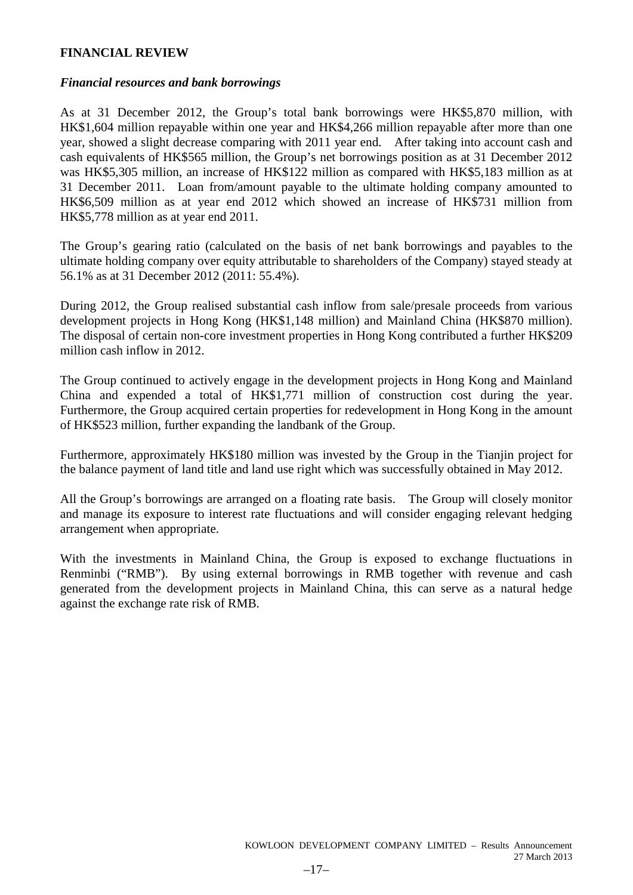## FINANCIAL REVIEW

### *Financial resources and bank borrowings*

As at 31 December 2012, the Group's total bank borrowings were HK$5,870 million, with HK$1,604 million repayable within one year and HK$4,266 million repayable after more than one year, showed a slight decrease comparing with 2011 year end. After taking into account cash and cash equivalents of HK$565 million, the Group's net borrowings position as at 31 December 2012 was HK$5,305 million, an increase of HK$122 million as compared with HK$5,183 million as at 31 December 2011. Loan from/amount payable to the ultimate holding company amounted to HK$6,509 million as at year end 2012 which showed an increase of HK$731 million from HK$5,778 million as at year end 2011.

The Group's gearing ratio (calculated on the basis of net bank borrowings and payables to the ultimate holding company over equity attributable to shareholders of the Company) stayed steady at 56.1% as at 31 December 2012 (2011: 55.4%).

During 2012, the Group realised substantial cash inflow from sale/presale proceeds from various development projects in Hong Kong (HK$1,148 million) and Mainland China (HK$870 million). The disposal of certain non-core investment properties in Hong Kong contributed a further HK$209 million cash inflow in 2012.

The Group continued to actively engage in the development projects in Hong Kong and Mainland China and expended a total of HK$1,771 million of construction cost during the year. Furthermore, the Group acquired certain properties for redevelopment in Hong Kong in the amount of HK$523 million, further expanding the landbank of the Group.

Furthermore, approximately HK$180 million was invested by the Group in the Tianjin project for the balance payment of land title and land use right which was successfully obtained in May 2012.

All the Group's borrowings are arranged on a floating rate basis. The Group will closely monitor and manage its exposure to interest rate fluctuations and will consider engaging relevant hedging arrangement when appropriate.

With the investments in Mainland China, the Group is exposed to exchange fluctuations in Renminbi ("RMB"). By using external borrowings in RMB together with revenue and cash generated from the development projects in Mainland China, this can serve as a natural hedge against the exchange rate risk of RMB.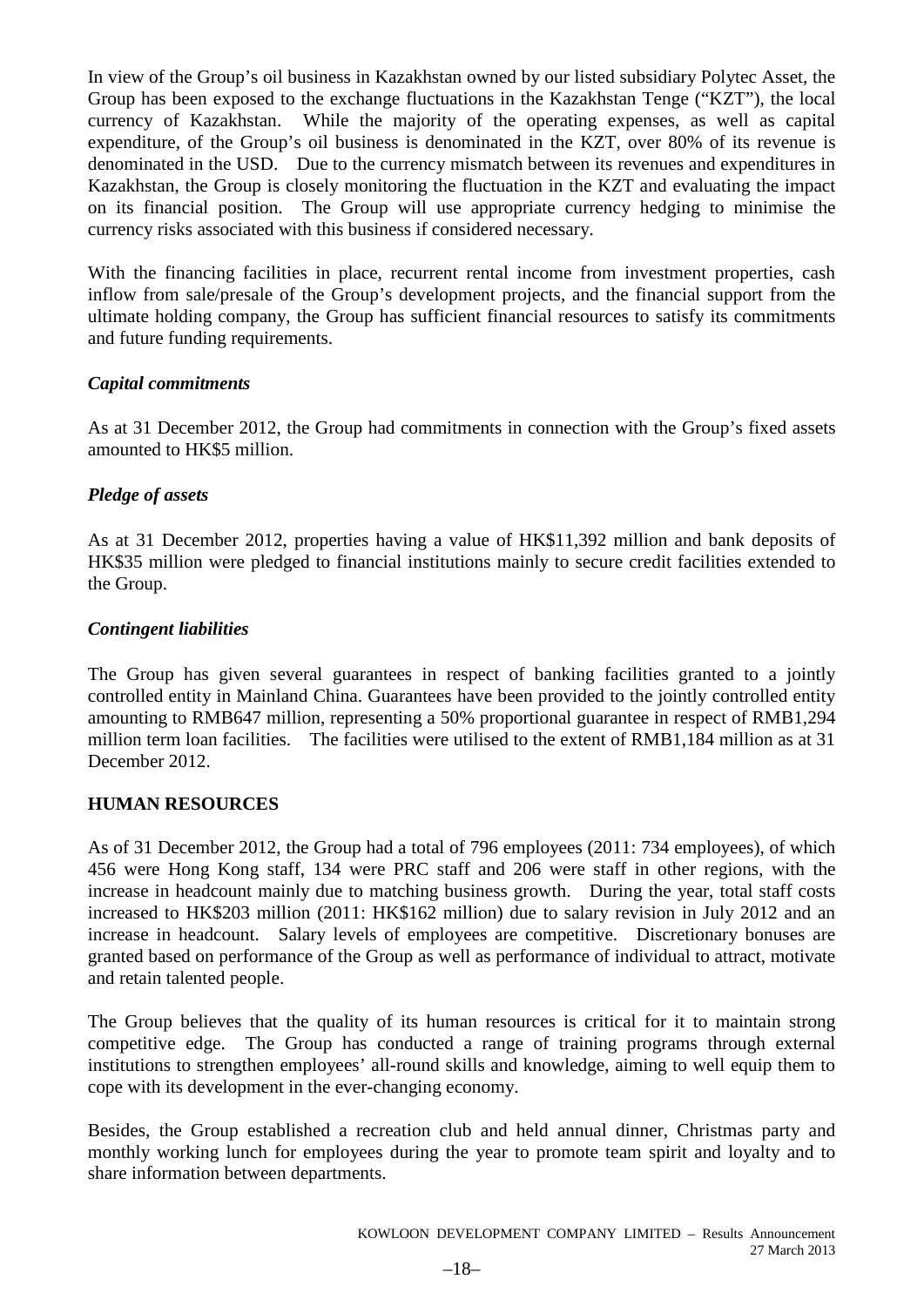In view of the Group's oil business in Kazakhstan owned by our listed subsidiary Polytec Asset, the Group has been exposed to the exchange fluctuations in the Kazakhstan Tenge ("KZT"), the local currency of Kazakhstan. While the majority of the operating expenses, as well as capital expenditure, of the Group's oil business is denominated in the KZT, over 80% of its revenue is denominated in the USD. Due to the currency mismatch between its revenues and expenditures in Kazakhstan, the Group is closely monitoring the fluctuation in the KZT and evaluating the impact on its financial position. The Group will use appropriate currency hedging to minimise the currency risks associated with this business if considered necessary.

With the financing facilities in place, recurrent rental income from investment properties, cash inflow from sale/presale of the Group's development projects, and the financial support from the ultimate holding company, the Group has sufficient financial resources to satisfy its commitments and future funding requirements.

***Capital commitments***

As at 31 December 2012, the Group had commitments in connection with the Group's fixed assets amounted to HK$5 million.

***Pledge of assets***

As at 31 December 2012, properties having a value of HK$11,392 million and bank deposits of HK$35 million were pledged to financial institutions mainly to secure credit facilities extended to the Group.

***Contingent liabilities***

The Group has given several guarantees in respect of banking facilities granted to a jointly controlled entity in Mainland China. Guarantees have been provided to the jointly controlled entity amounting to RMB647 million, representing a 50% proportional guarantee in respect of RMB1,294 million term loan facilities. The facilities were utilised to the extent of RMB1,184 million as at 31 December 2012.

**HUMAN RESOURCES**

As of 31 December 2012, the Group had a total of 796 employees (2011: 734 employees), of which 456 were Hong Kong staff, 134 were PRC staff and 206 were staff in other regions, with the increase in headcount mainly due to matching business growth. During the year, total staff costs increased to HK$203 million (2011: HK$162 million) due to salary revision in July 2012 and an increase in headcount. Salary levels of employees are competitive. Discretionary bonuses are granted based on performance of the Group as well as performance of individual to attract, motivate and retain talented people.

The Group believes that the quality of its human resources is critical for it to maintain strong competitive edge. The Group has conducted a range of training programs through external institutions to strengthen employees' all-round skills and knowledge, aiming to well equip them to cope with its development in the ever-changing economy.

Besides, the Group established a recreation club and held annual dinner, Christmas party and monthly working lunch for employees during the year to promote team spirit and loyalty and to share information between departments.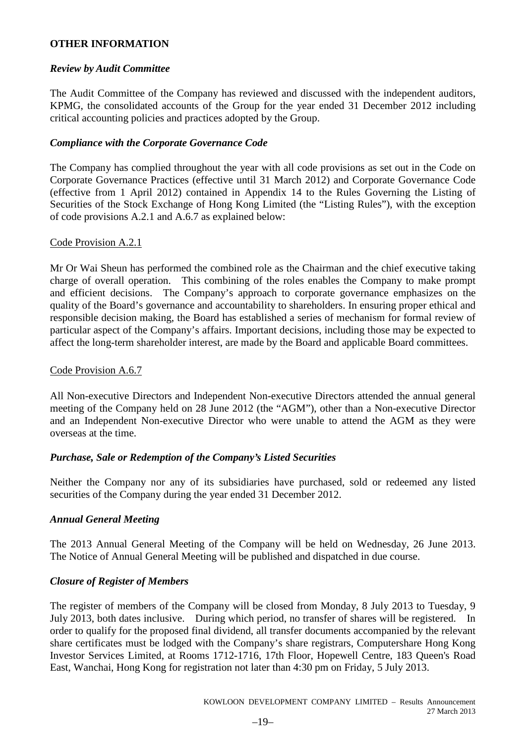## OTHER INFORMATION

### *Review by Audit Committee*

The Audit Committee of the Company has reviewed and discussed with the independent auditors, KPMG, the consolidated accounts of the Group for the year ended 31 December 2012 including critical accounting policies and practices adopted by the Group.

### *Compliance with the Corporate Governance Code*

The Company has complied throughout the year with all code provisions as set out in the Code on Corporate Governance Practices (effective until 31 March 2012) and Corporate Governance Code (effective from 1 April 2012) contained in Appendix 14 to the Rules Governing the Listing of Securities of the Stock Exchange of Hong Kong Limited (the "Listing Rules"), with the exception of code provisions A.2.1 and A.6.7 as explained below:

Code Provision A.2.1

Mr Or Wai Sheun has performed the combined role as the Chairman and the chief executive taking charge of overall operation. This combining of the roles enables the Company to make prompt and efficient decisions. The Company's approach to corporate governance emphasizes on the quality of the Board's governance and accountability to shareholders. In ensuring proper ethical and responsible decision making, the Board has established a series of mechanism for formal review of particular aspect of the Company's affairs. Important decisions, including those may be expected to affect the long-term shareholder interest, are made by the Board and applicable Board committees.

Code Provision A.6.7

All Non-executive Directors and Independent Non-executive Directors attended the annual general meeting of the Company held on 28 June 2012 (the "AGM"), other than a Non-executive Director and an Independent Non-executive Director who were unable to attend the AGM as they were overseas at the time.

### *Purchase, Sale or Redemption of the Company's Listed Securities*

Neither the Company nor any of its subsidiaries have purchased, sold or redeemed any listed securities of the Company during the year ended 31 December 2012.

### *Annual General Meeting*

The 2013 Annual General Meeting of the Company will be held on Wednesday, 26 June 2013. The Notice of Annual General Meeting will be published and dispatched in due course.

### *Closure of Register of Members*

The register of members of the Company will be closed from Monday, 8 July 2013 to Tuesday, 9 July 2013, both dates inclusive. During which period, no transfer of shares will be registered. In order to qualify for the proposed final dividend, all transfer documents accompanied by the relevant share certificates must be lodged with the Company's share registrars, Computershare Hong Kong Investor Services Limited, at Rooms 1712-1716, 17th Floor, Hopewell Centre, 183 Queen's Road East, Wanchai, Hong Kong for registration not later than 4:30 pm on Friday, 5 July 2013.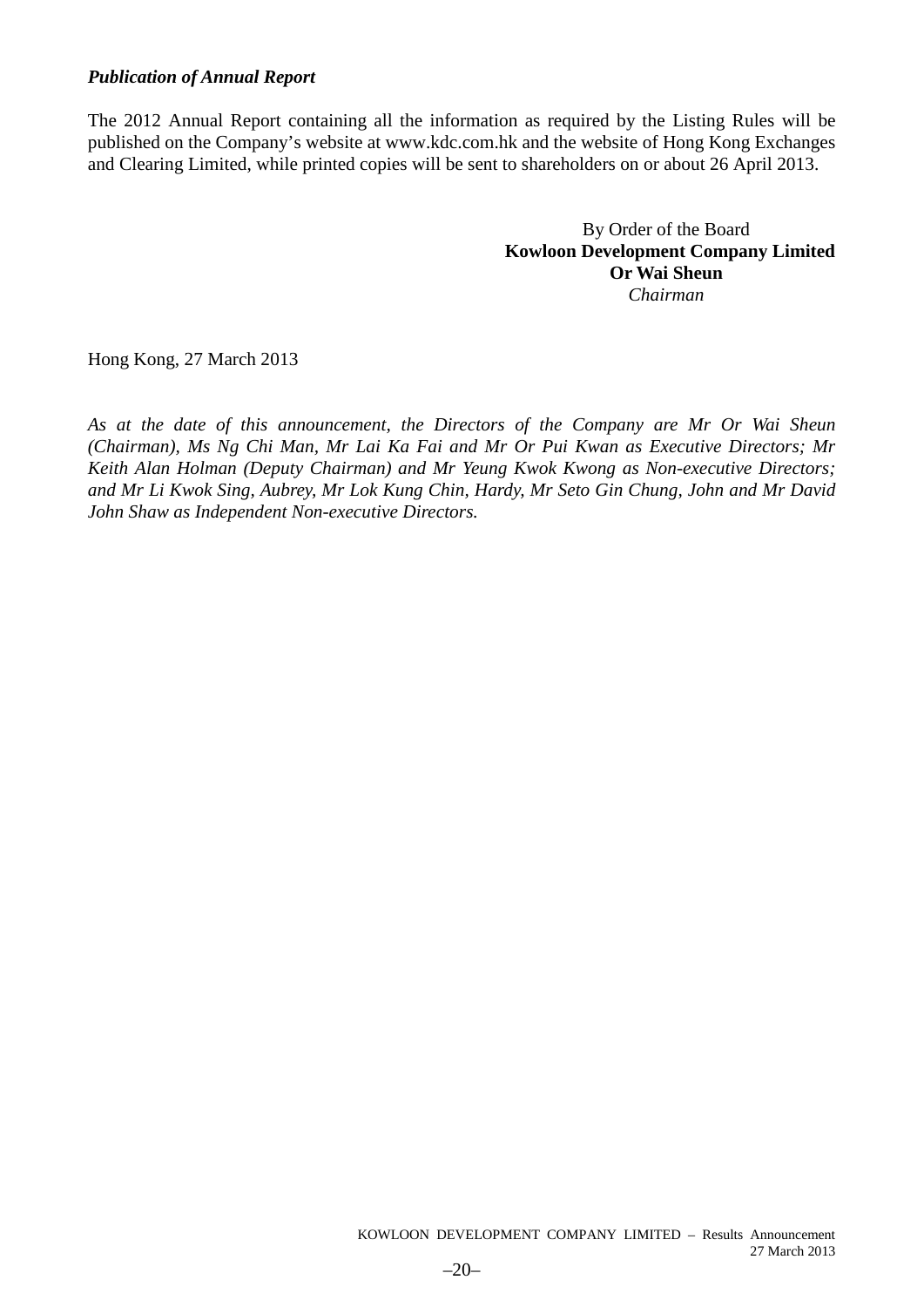***Publication of Annual Report***

The 2012 Annual Report containing all the information as required by the Listing Rules will be published on the Company's website at www.kdc.com.hk and the website of Hong Kong Exchanges and Clearing Limited, while printed copies will be sent to shareholders on or about 26 April 2013.

By Order of the Board
**Kowloon Development Company Limited**
**Or Wai Sheun**
*Chairman*

Hong Kong, 27 March 2013

*As at the date of this announcement, the Directors of the Company are Mr Or Wai Sheun (Chairman), Ms Ng Chi Man, Mr Lai Ka Fai and Mr Or Pui Kwan as Executive Directors; Mr Keith Alan Holman (Deputy Chairman) and Mr Yeung Kwok Kwong as Non-executive Directors; and Mr Li Kwok Sing, Aubrey, Mr Lok Kung Chin, Hardy, Mr Seto Gin Chung, John and Mr David John Shaw as Independent Non-executive Directors.*